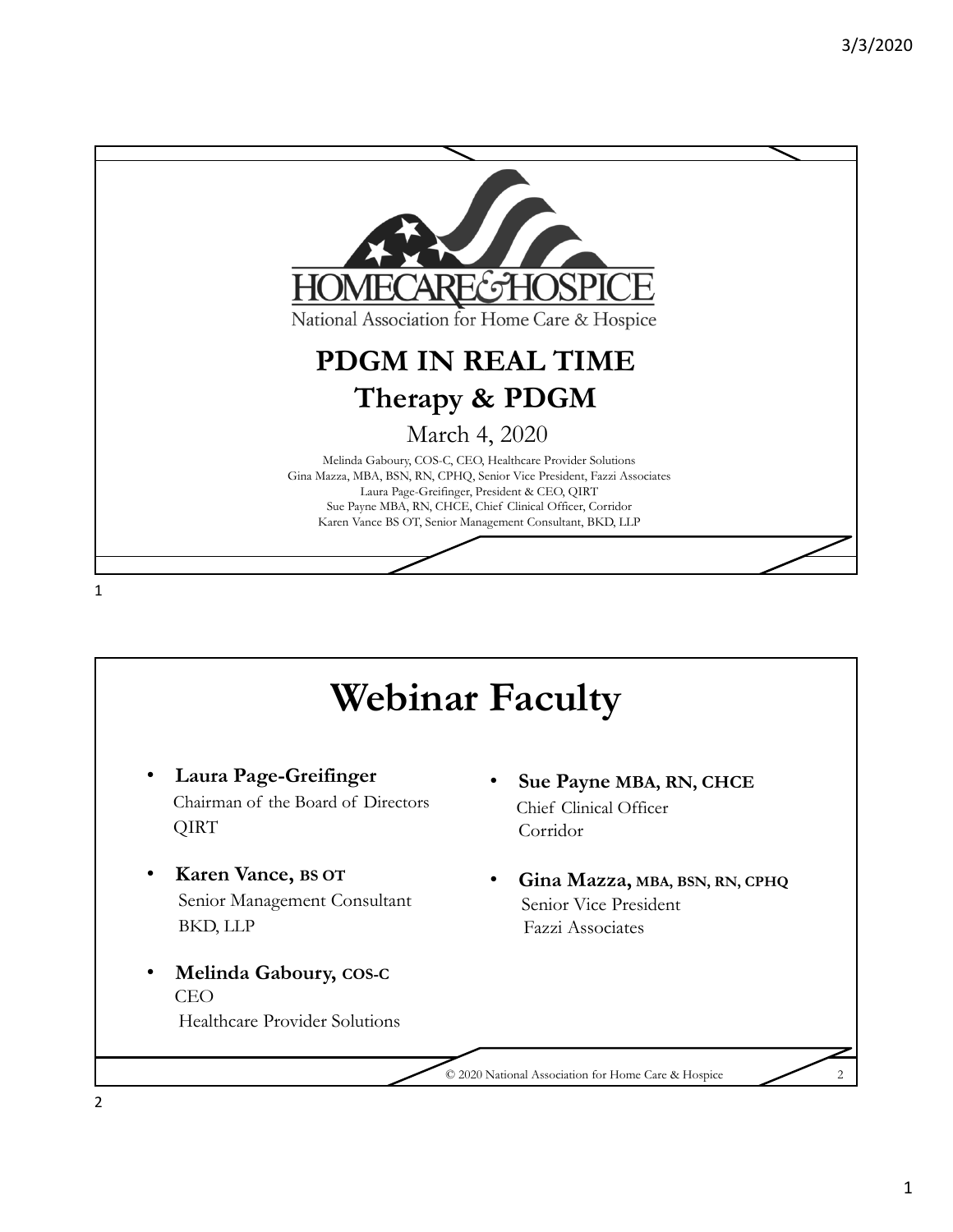HOMECARE & HOSPICE

National Association for Home Care & Hospice

# PDGM IN REAL TIME
## Therapy & PDGM

March 4, 2020

Melinda Gaboury, COS-C, CEO, Healthcare Provider Solutions
Gina Mazza, MBA, BSN, RN, CPHQ, Senior Vice President, Fazzi Associates
Laura Page-Greifinger, President & CEO, QIRT
Sue Payne MBA, RN, CHCE, Chief Clinical Officer, Corridor
Karen Vance BS OT, Senior Management Consultant, BKD, LLP

# Webinar Faculty

- **Laura Page-Greifinger**
  Chairman of the Board of Directors
  QIRT
- **Karen Vance, BS OT**
  Senior Management Consultant
  BKD, LLP
- **Melinda Gaboury, COS-C**
  CEO
  Healthcare Provider Solutions
- **Sue Payne MBA, RN, CHCE**
  Chief Clinical Officer
  Corridor
- **Gina Mazza, MBA, BSN, RN, CPHQ**
  Senior Vice President
  Fazzi Associates

© 2020 National Association for Home Care & Hospice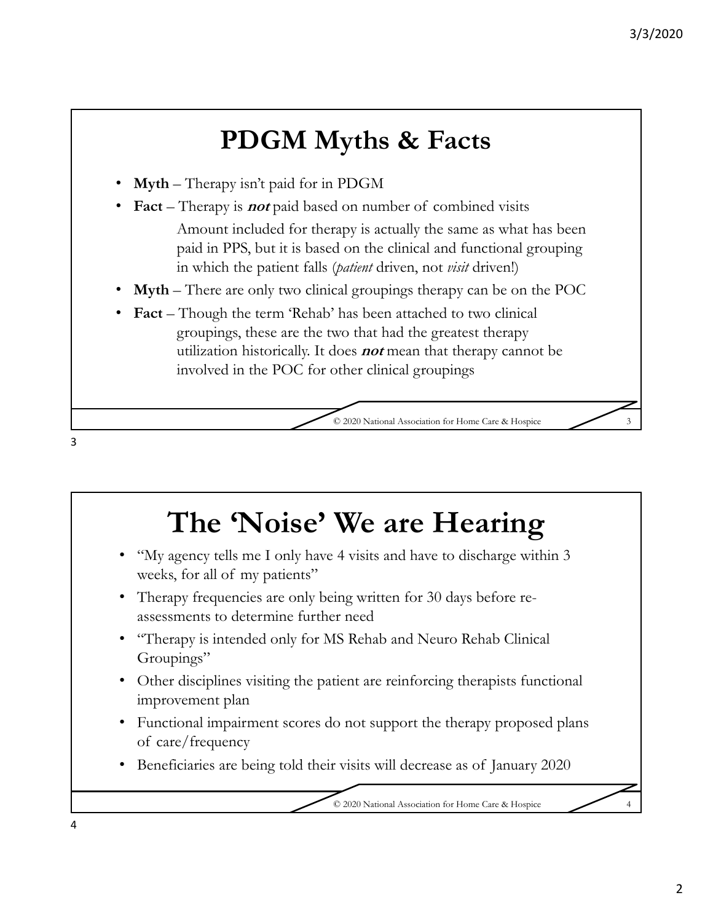# PDGM Myths & Facts

- **Myth** – Therapy isn't paid for in PDGM
- **Fact** – Therapy is ***not*** paid based on number of combined visits

  Amount included for therapy is actually the same as what has been paid in PPS, but it is based on the clinical and functional grouping in which the patient falls (*patient* driven, not *visit* driven!)

- **Myth** – There are only two clinical groupings therapy can be on the POC
- **Fact** – Though the term 'Rehab' has been attached to two clinical groupings, these are the two that had the greatest therapy utilization historically. It does ***not*** mean that therapy cannot be involved in the POC for other clinical groupings

© 2020 National Association for Home Care & Hospice

# The 'Noise' We are Hearing

- "My agency tells me I only have 4 visits and have to discharge within 3 weeks, for all of my patients"
- Therapy frequencies are only being written for 30 days before re-assessments to determine further need
- "Therapy is intended only for MS Rehab and Neuro Rehab Clinical Groupings"
- Other disciplines visiting the patient are reinforcing therapists functional improvement plan
- Functional impairment scores do not support the therapy proposed plans of care/frequency
- Beneficiaries are being told their visits will decrease as of January 2020

© 2020 National Association for Home Care & Hospice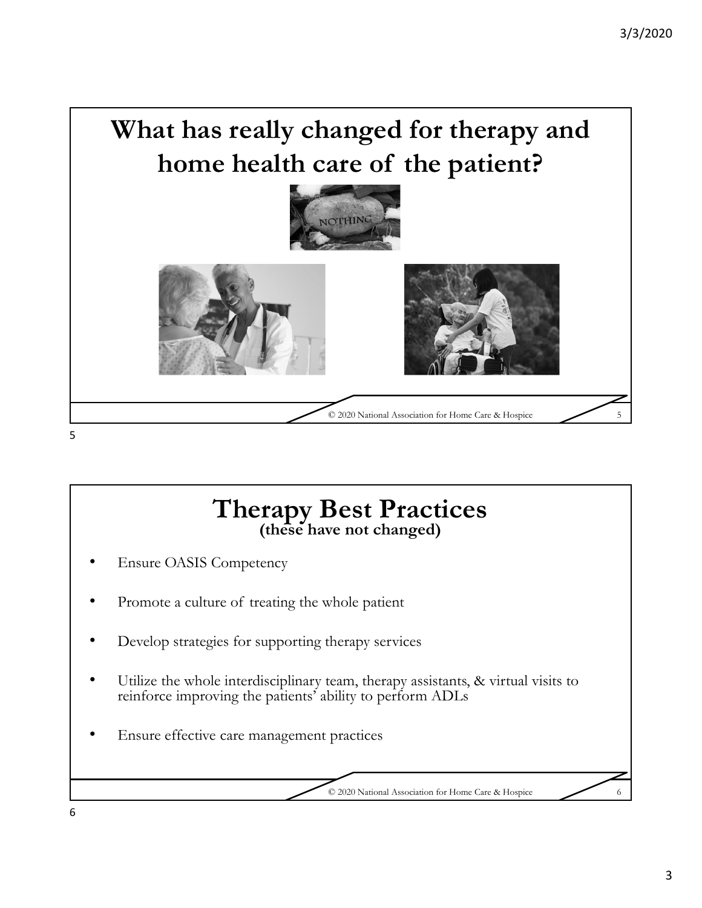# What has really changed for therapy and home health care of the patient?

# Therapy Best Practices

**(these have not changed)**

- Ensure OASIS Competency
- Promote a culture of treating the whole patient
- Develop strategies for supporting therapy services
- Utilize the whole interdisciplinary team, therapy assistants, & virtual visits to reinforce improving the patients' ability to perform ADLs
- Ensure effective care management practices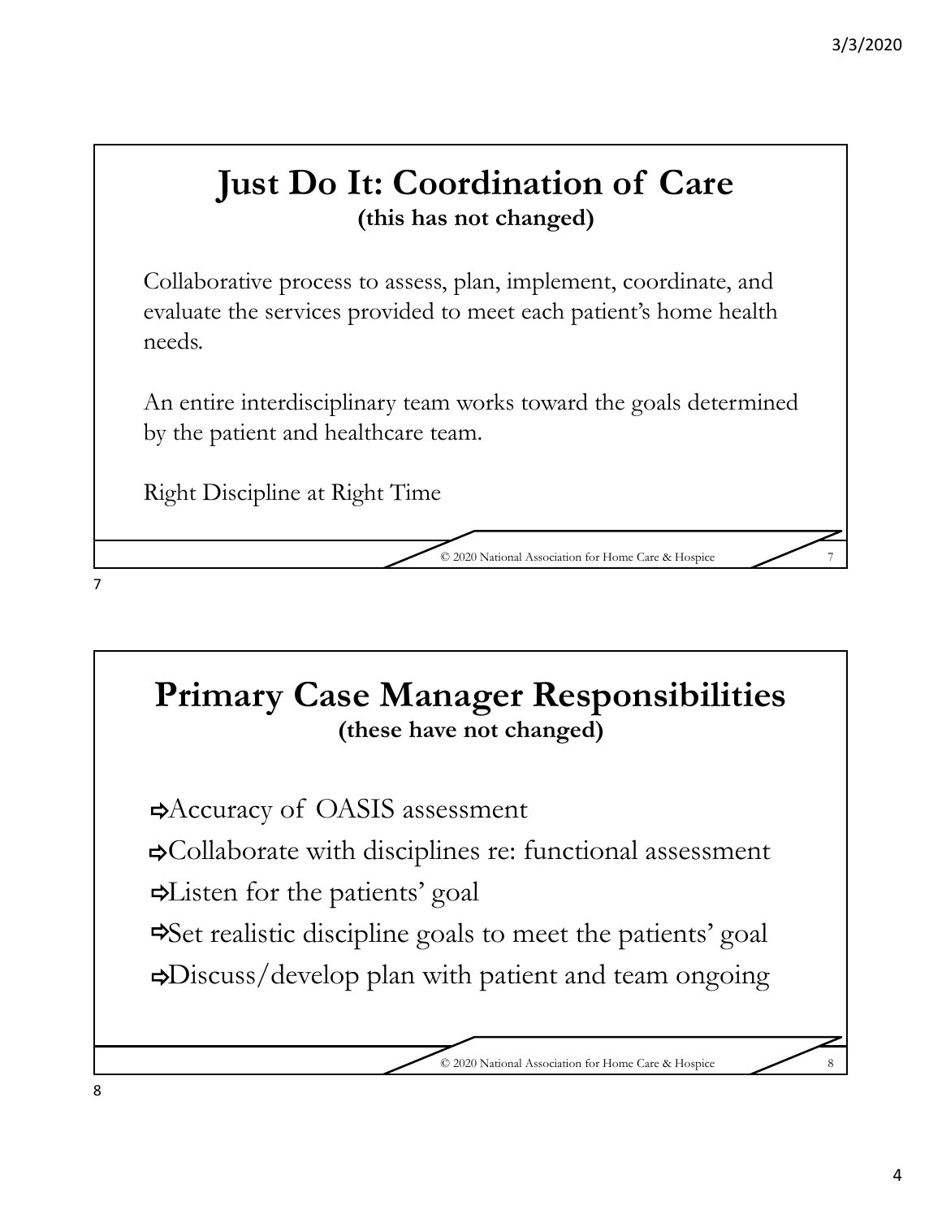# Just Do It: Coordination of Care

**(this has not changed)**

Collaborative process to assess, plan, implement, coordinate, and evaluate the services provided to meet each patient's home health needs.

An entire interdisciplinary team works toward the goals determined by the patient and healthcare team.

Right Discipline at Right Time

© 2020 National Association for Home Care & Hospice

# Primary Case Manager Responsibilities

**(these have not changed)**

- ⇨Accuracy of OASIS assessment
- ⇨Collaborate with disciplines re: functional assessment
- ⇨Listen for the patients' goal
- ⇨Set realistic discipline goals to meet the patients' goal
- ⇨Discuss/develop plan with patient and team ongoing

© 2020 National Association for Home Care & Hospice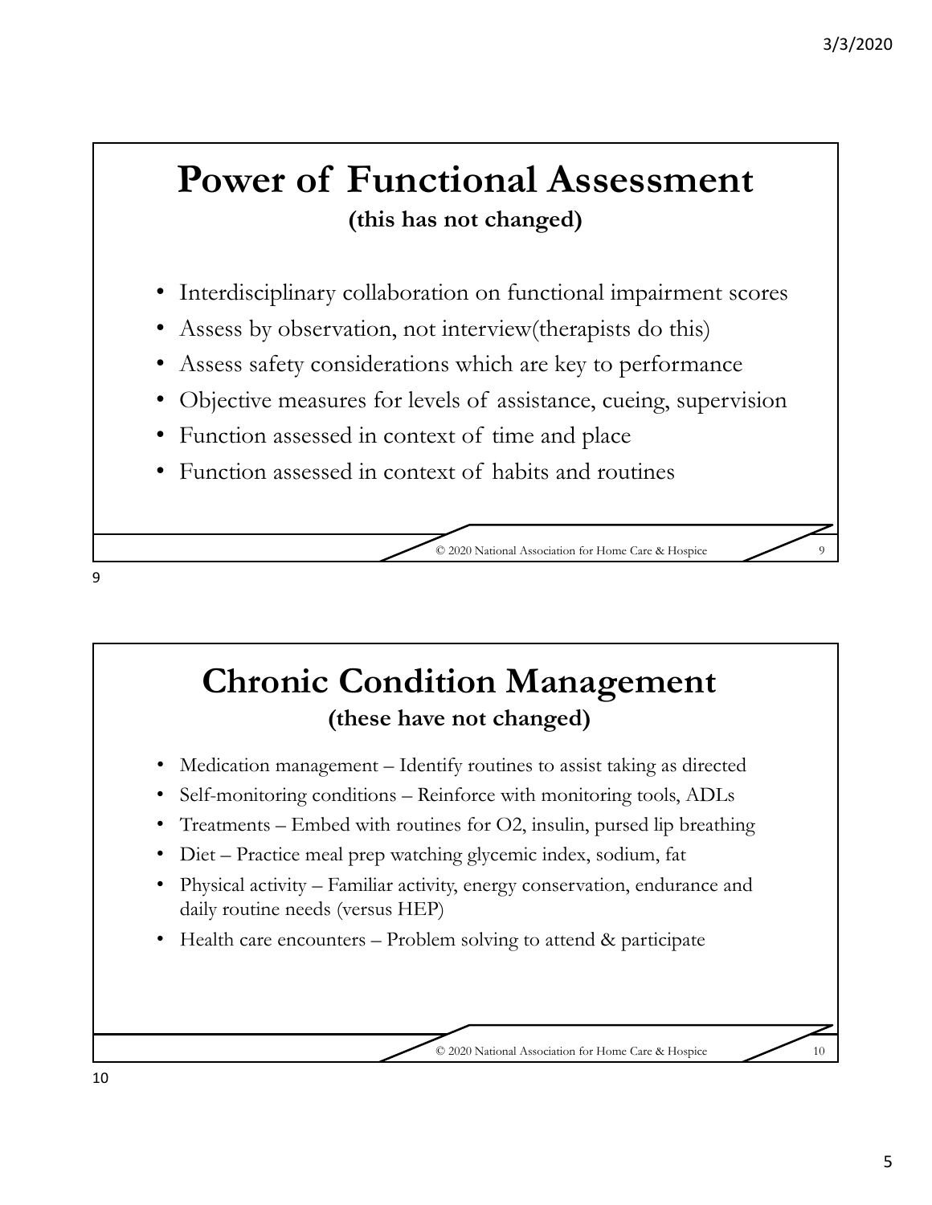# Power of Functional Assessment

**(this has not changed)**

- Interdisciplinary collaboration on functional impairment scores
- Assess by observation, not interview(therapists do this)
- Assess safety considerations which are key to performance
- Objective measures for levels of assistance, cueing, supervision
- Function assessed in context of time and place
- Function assessed in context of habits and routines

# Chronic Condition Management

**(these have not changed)**

- Medication management – Identify routines to assist taking as directed
- Self-monitoring conditions – Reinforce with monitoring tools, ADLs
- Treatments – Embed with routines for $O_2$, insulin, pursed lip breathing
- Diet – Practice meal prep watching glycemic index, sodium, fat
- Physical activity – Familiar activity, energy conservation, endurance and daily routine needs (versus HEP)
- Health care encounters – Problem solving to attend & participate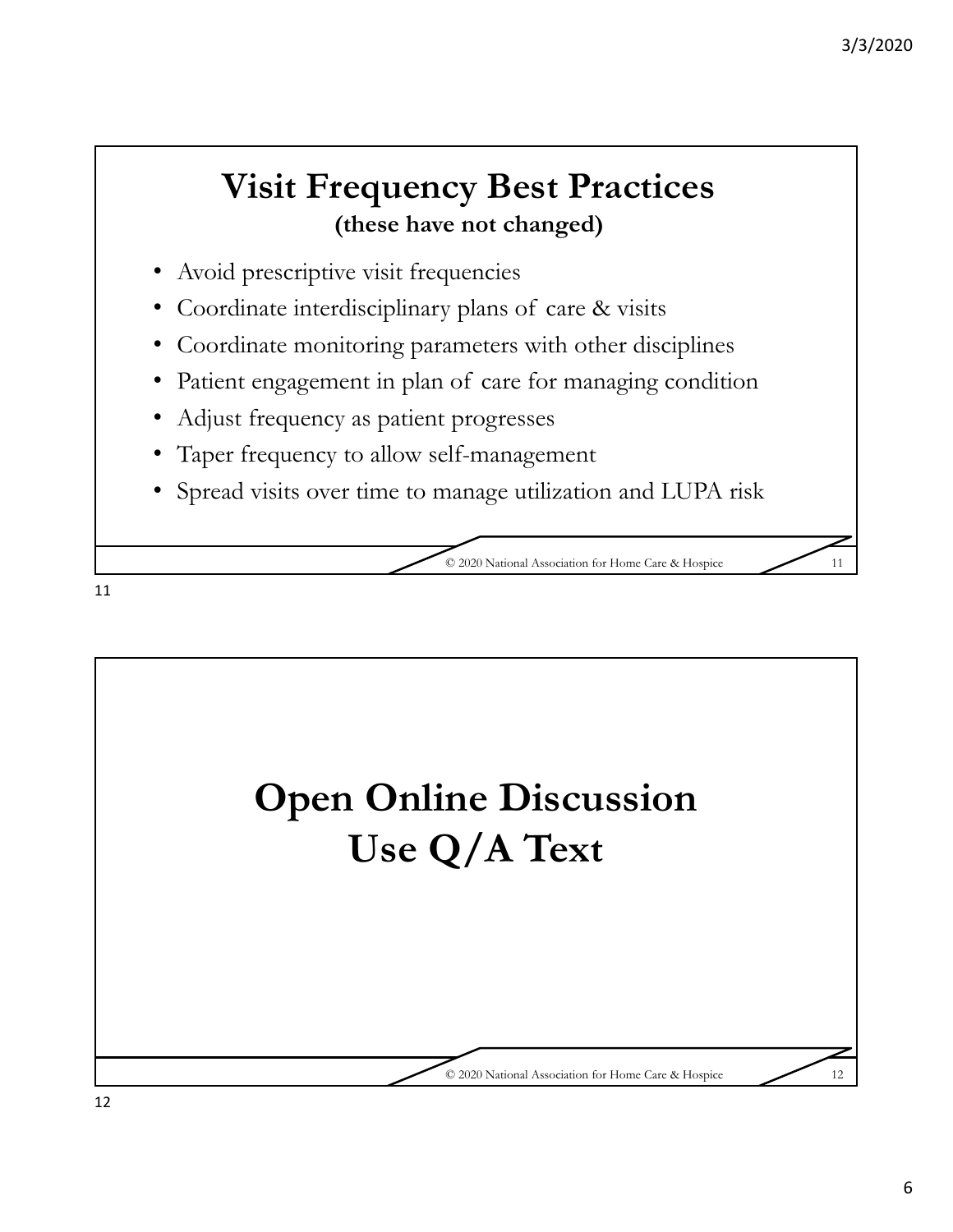## Visit Frequency Best Practices

**(these have not changed)**

- Avoid prescriptive visit frequencies
- Coordinate interdisciplinary plans of care & visits
- Coordinate monitoring parameters with other disciplines
- Patient engagement in plan of care for managing condition
- Adjust frequency as patient progresses
- Taper frequency to allow self-management
- Spread visits over time to manage utilization and LUPA risk

© 2020 National Association for Home Care & Hospice

## Open Online Discussion
## Use Q/A Text

© 2020 National Association for Home Care & Hospice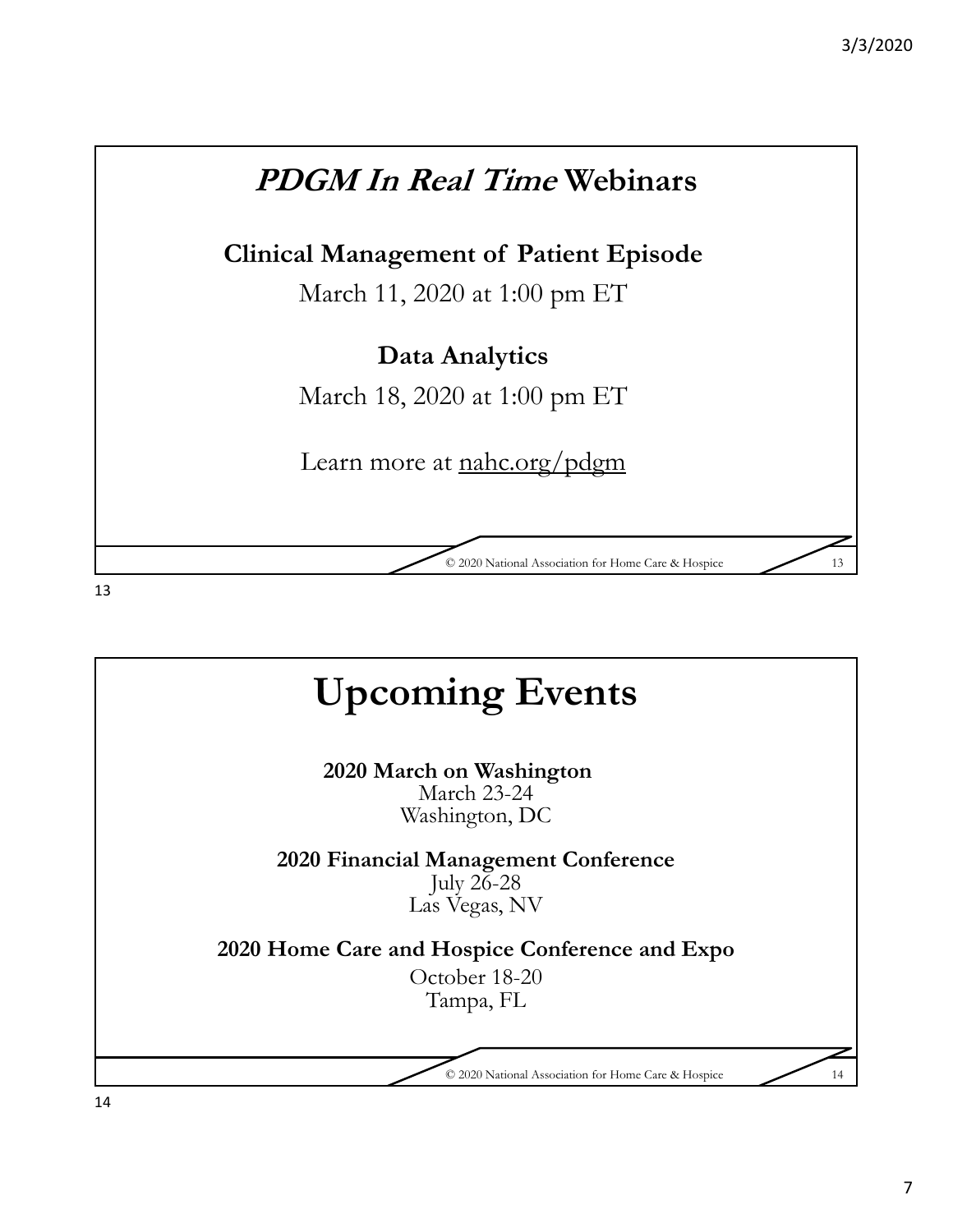## *PDGM In Real Time* Webinars

**Clinical Management of Patient Episode**

March 11, 2020 at 1:00 pm ET

**Data Analytics**

March 18, 2020 at 1:00 pm ET

Learn more at nahc.org/pdgm

© 2020 National Association for Home Care & Hospice

## Upcoming Events

**2020 March on Washington**
March 23-24
Washington, DC

**2020 Financial Management Conference**
July 26-28
Las Vegas, NV

**2020 Home Care and Hospice Conference and Expo**
October 18-20
Tampa, FL

© 2020 National Association for Home Care & Hospice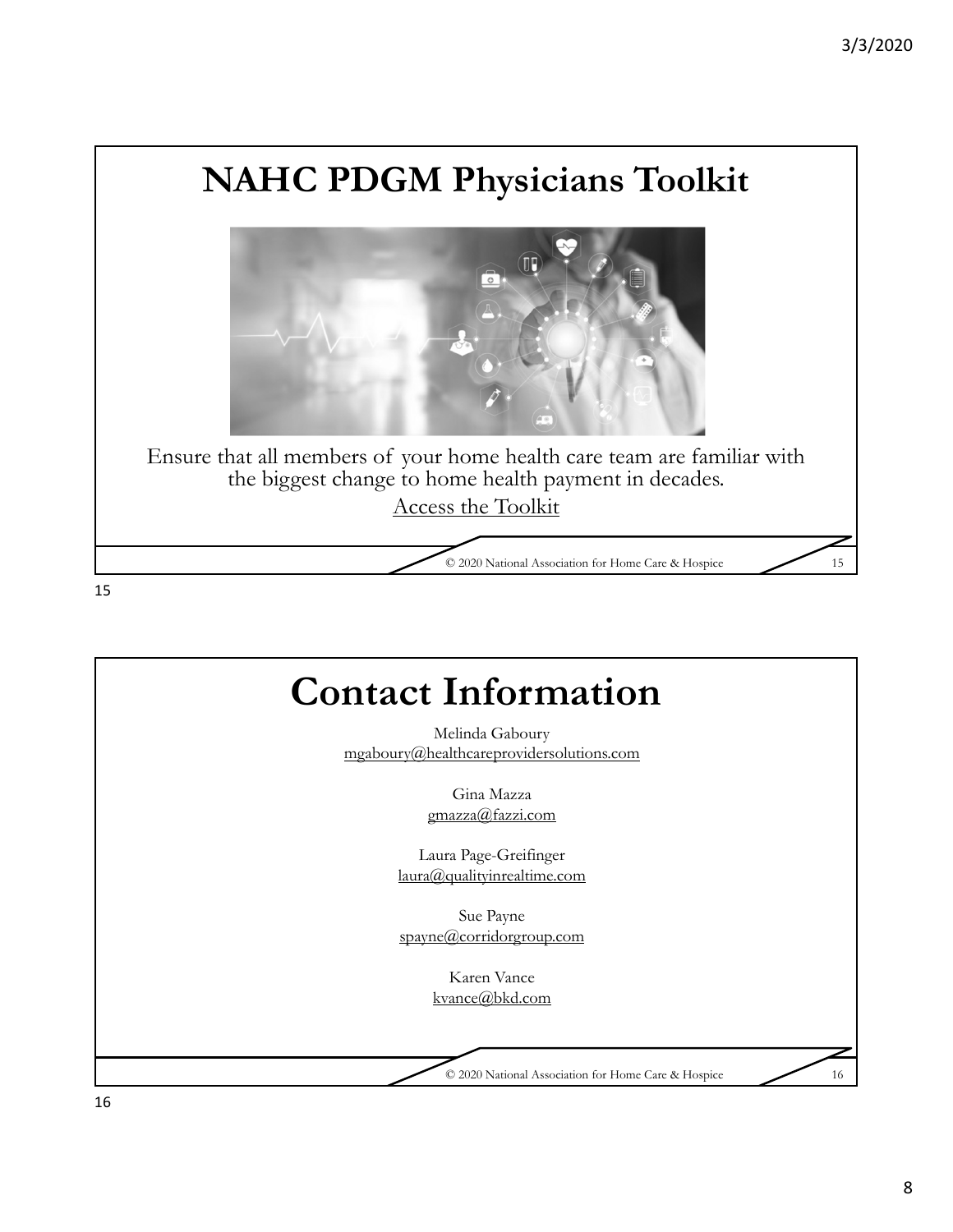# NAHC PDGM Physicians Toolkit

Ensure that all members of your home health care team are familiar with the biggest change to home health payment in decades.

Access the Toolkit

© 2020 National Association for Home Care & Hospice

# Contact Information

Melinda Gaboury
mgaboury@healthcareprovidersolutions.com

Gina Mazza
gmazza@fazzi.com

Laura Page-Greifinger
laura@qualityinrealtime.com

Sue Payne
spayne@corridorgroup.com

Karen Vance
kvance@bkd.com

© 2020 National Association for Home Care & Hospice